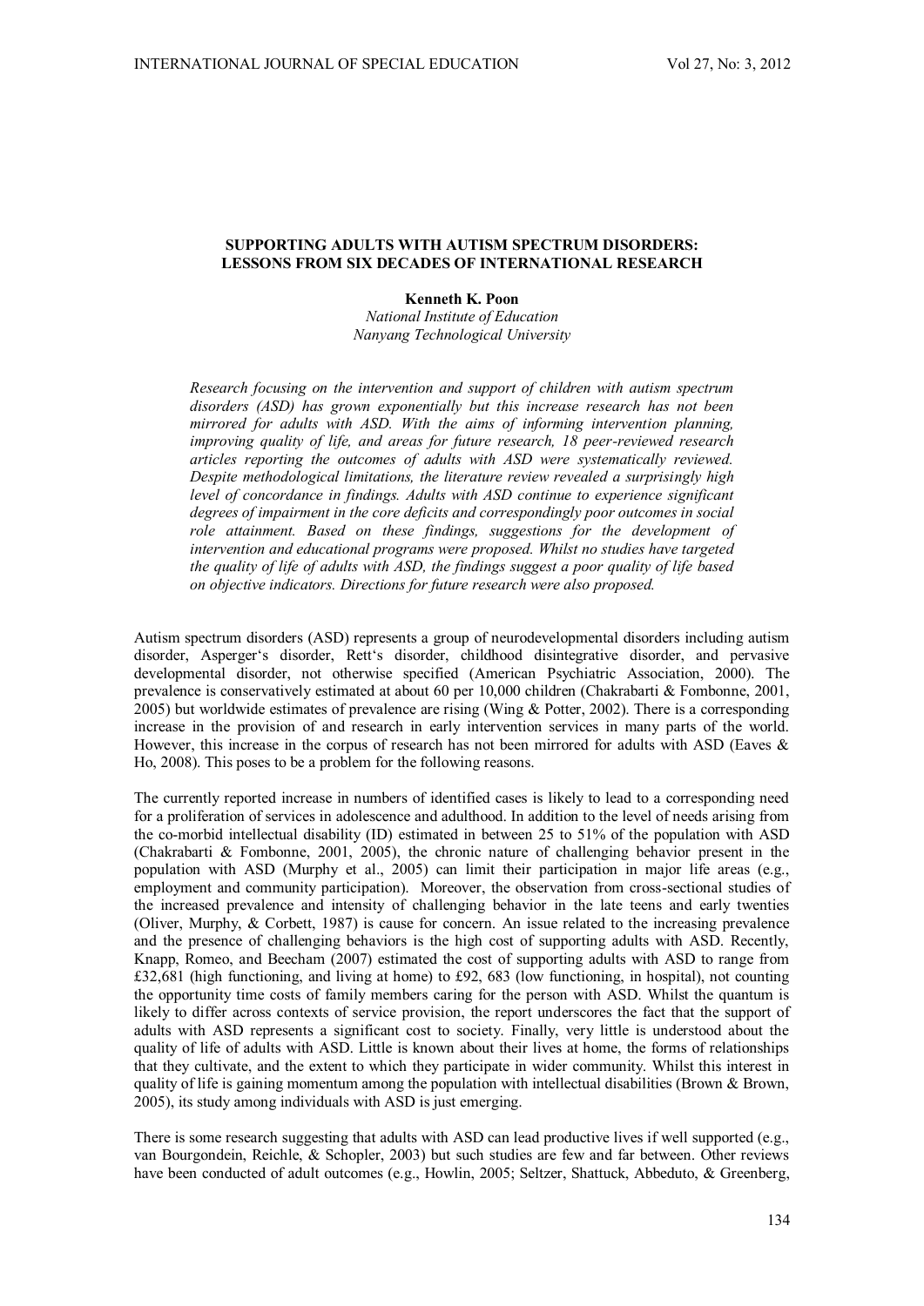# SUPPORTING ADULTS WITH AUTISM SPECTRUM DISORDERS: LESSONS FROM SIX DECADES OF INTERNATIONAL RESEARCH

**Kenneth K. Poon**
*National Institute of Education*
*Nanyang Technological University*

*Research focusing on the intervention and support of children with autism spectrum disorders (ASD) has grown exponentially but this increase research has not been mirrored for adults with ASD. With the aims of informing intervention planning, improving quality of life, and areas for future research, 18 peer-reviewed research articles reporting the outcomes of adults with ASD were systematically reviewed. Despite methodological limitations, the literature review revealed a surprisingly high level of concordance in findings. Adults with ASD continue to experience significant degrees of impairment in the core deficits and correspondingly poor outcomes in social role attainment. Based on these findings, suggestions for the development of intervention and educational programs were proposed. Whilst no studies have targeted the quality of life of adults with ASD, the findings suggest a poor quality of life based on objective indicators. Directions for future research were also proposed.*

Autism spectrum disorders (ASD) represents a group of neurodevelopmental disorders including autism disorder, Asperger's disorder, Rett's disorder, childhood disintegrative disorder, and pervasive developmental disorder, not otherwise specified (American Psychiatric Association, 2000). The prevalence is conservatively estimated at about 60 per 10,000 children (Chakrabarti & Fombonne, 2001, 2005) but worldwide estimates of prevalence are rising (Wing & Potter, 2002). There is a corresponding increase in the provision of and research in early intervention services in many parts of the world. However, this increase in the corpus of research has not been mirrored for adults with ASD (Eaves & Ho, 2008). This poses to be a problem for the following reasons.

The currently reported increase in numbers of identified cases is likely to lead to a corresponding need for a proliferation of services in adolescence and adulthood. In addition to the level of needs arising from the co-morbid intellectual disability (ID) estimated in between 25 to 51% of the population with ASD (Chakrabarti & Fombonne, 2001, 2005), the chronic nature of challenging behavior present in the population with ASD (Murphy et al., 2005) can limit their participation in major life areas (e.g., employment and community participation). Moreover, the observation from cross-sectional studies of the increased prevalence and intensity of challenging behavior in the late teens and early twenties (Oliver, Murphy, & Corbett, 1987) is cause for concern. An issue related to the increasing prevalence and the presence of challenging behaviors is the high cost of supporting adults with ASD. Recently, Knapp, Romeo, and Beecham (2007) estimated the cost of supporting adults with ASD to range from £32,681 (high functioning, and living at home) to £92, 683 (low functioning, in hospital), not counting the opportunity time costs of family members caring for the person with ASD. Whilst the quantum is likely to differ across contexts of service provision, the report underscores the fact that the support of adults with ASD represents a significant cost to society. Finally, very little is understood about the quality of life of adults with ASD. Little is known about their lives at home, the forms of relationships that they cultivate, and the extent to which they participate in wider community. Whilst this interest in quality of life is gaining momentum among the population with intellectual disabilities (Brown & Brown, 2005), its study among individuals with ASD is just emerging.

There is some research suggesting that adults with ASD can lead productive lives if well supported (e.g., van Bourgondein, Reichle, & Schopler, 2003) but such studies are few and far between. Other reviews have been conducted of adult outcomes (e.g., Howlin, 2005; Seltzer, Shattuck, Abbeduto, & Greenberg,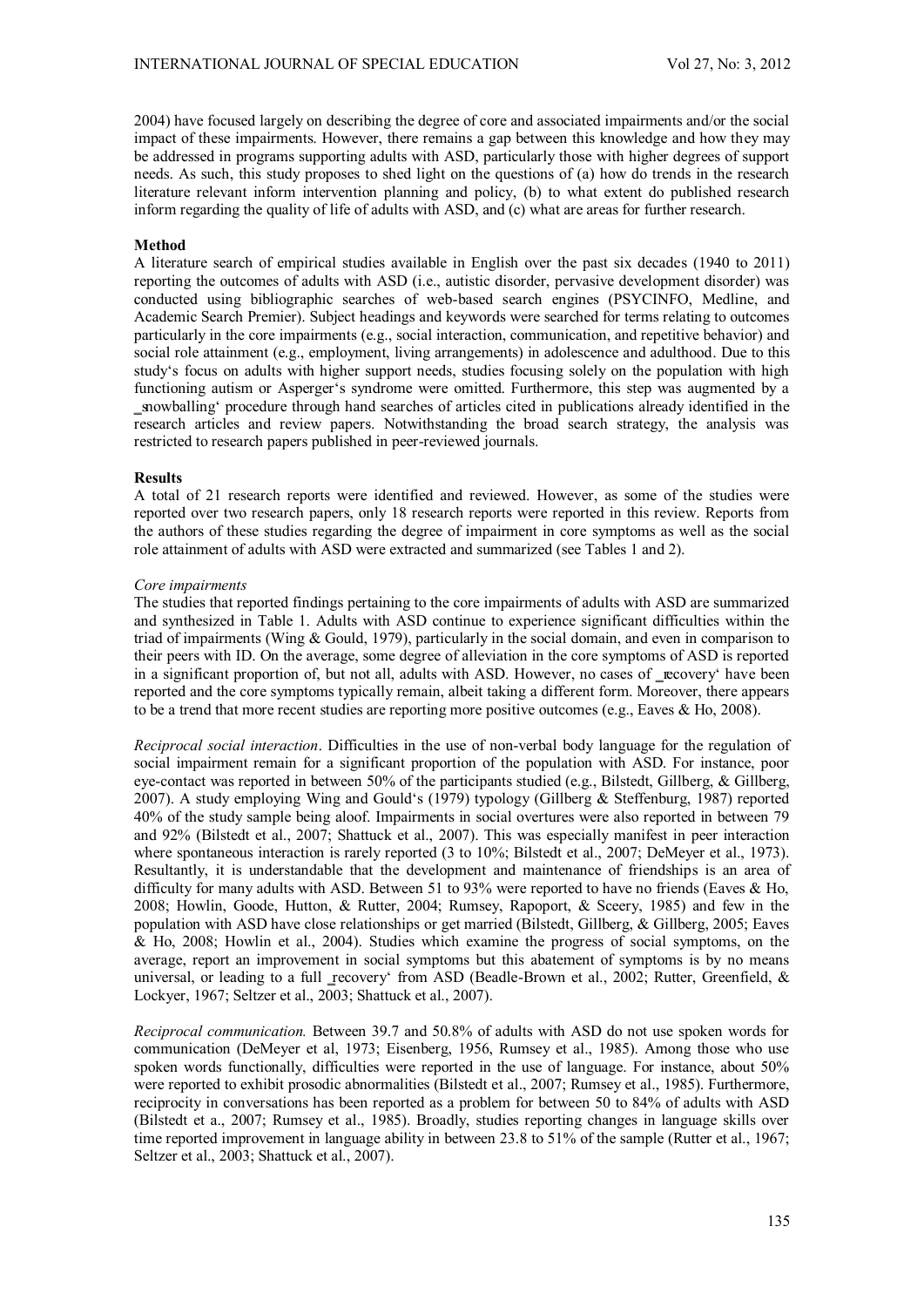2004) have focused largely on describing the degree of core and associated impairments and/or the social impact of these impairments. However, there remains a gap between this knowledge and how they may be addressed in programs supporting adults with ASD, particularly those with higher degrees of support needs. As such, this study proposes to shed light on the questions of (a) how do trends in the research literature relevant inform intervention planning and policy, (b) to what extent do published research inform regarding the quality of life of adults with ASD, and (c) what are areas for further research.

## Method

A literature search of empirical studies available in English over the past six decades (1940 to 2011) reporting the outcomes of adults with ASD (i.e., autistic disorder, pervasive development disorder) was conducted using bibliographic searches of web-based search engines (PSYCINFO, Medline, and Academic Search Premier). Subject headings and keywords were searched for terms relating to outcomes particularly in the core impairments (e.g., social interaction, communication, and repetitive behavior) and social role attainment (e.g., employment, living arrangements) in adolescence and adulthood. Due to this study's focus on adults with higher support needs, studies focusing solely on the population with high functioning autism or Asperger's syndrome were omitted. Furthermore, this step was augmented by a ‗snowballing' procedure through hand searches of articles cited in publications already identified in the research articles and review papers. Notwithstanding the broad search strategy, the analysis was restricted to research papers published in peer-reviewed journals.

## Results

A total of 21 research reports were identified and reviewed. However, as some of the studies were reported over two research papers, only 18 research reports were reported in this review. Reports from the authors of these studies regarding the degree of impairment in core symptoms as well as the social role attainment of adults with ASD were extracted and summarized (see Tables 1 and 2).

### *Core impairments*

The studies that reported findings pertaining to the core impairments of adults with ASD are summarized and synthesized in Table 1. Adults with ASD continue to experience significant difficulties within the triad of impairments (Wing & Gould, 1979), particularly in the social domain, and even in comparison to their peers with ID. On the average, some degree of alleviation in the core symptoms of ASD is reported in a significant proportion of, but not all, adults with ASD. However, no cases of ‗recovery' have been reported and the core symptoms typically remain, albeit taking a different form. Moreover, there appears to be a trend that more recent studies are reporting more positive outcomes (e.g., Eaves & Ho, 2008).

*Reciprocal social interaction*. Difficulties in the use of non-verbal body language for the regulation of social impairment remain for a significant proportion of the population with ASD. For instance, poor eye-contact was reported in between 50% of the participants studied (e.g., Bilstedt, Gillberg, & Gillberg, 2007). A study employing Wing and Gould's (1979) typology (Gillberg & Steffenburg, 1987) reported 40% of the study sample being aloof. Impairments in social overtures were also reported in between 79 and 92% (Bilstedt et al., 2007; Shattuck et al., 2007). This was especially manifest in peer interaction where spontaneous interaction is rarely reported (3 to 10%; Bilstedt et al., 2007; DeMeyer et al., 1973). Resultantly, it is understandable that the development and maintenance of friendships is an area of difficulty for many adults with ASD. Between 51 to 93% were reported to have no friends (Eaves & Ho, 2008; Howlin, Goode, Hutton, & Rutter, 2004; Rumsey, Rapoport, & Sceery, 1985) and few in the population with ASD have close relationships or get married (Bilstedt, Gillberg, & Gillberg, 2005; Eaves & Ho, 2008; Howlin et al., 2004). Studies which examine the progress of social symptoms, on the average, report an improvement in social symptoms but this abatement of symptoms is by no means universal, or leading to a full ‗recovery' from ASD (Beadle-Brown et al., 2002; Rutter, Greenfield, & Lockyer, 1967; Seltzer et al., 2003; Shattuck et al., 2007).

*Reciprocal communication.* Between 39.7 and 50.8% of adults with ASD do not use spoken words for communication (DeMeyer et al, 1973; Eisenberg, 1956, Rumsey et al., 1985). Among those who use spoken words functionally, difficulties were reported in the use of language. For instance, about 50% were reported to exhibit prosodic abnormalities (Bilstedt et al., 2007; Rumsey et al., 1985). Furthermore, reciprocity in conversations has been reported as a problem for between 50 to 84% of adults with ASD (Bilstedt et a., 2007; Rumsey et al., 1985). Broadly, studies reporting changes in language skills over time reported improvement in language ability in between 23.8 to 51% of the sample (Rutter et al., 1967; Seltzer et al., 2003; Shattuck et al., 2007).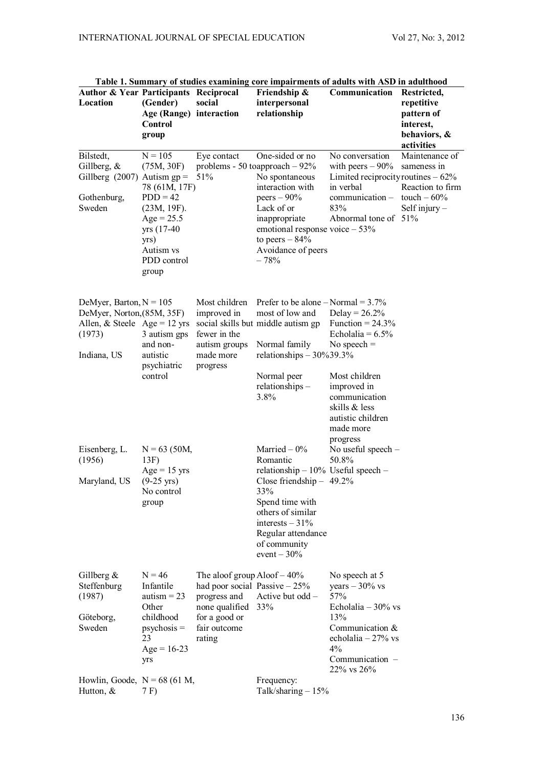**Table 1. Summary of studies examining core impairments of adults with ASD in adulthood**

| Author & Year Location | Participants (Gender) Age (Range) Control group | Reciprocal social interaction | Friendship & interpersonal relationship | Communication | Restricted, repetitive pattern of interest, behaviors, & activities |
|---|---|---|---|---|---|
| Bilstedt, Gillberg, & Gillberg (2007) Gothenburg, Sweden | N = 105 (75M, 30F) Autism gp = 78 (61M, 17F) PDD = 42 (23M, 19F). Age = 25.5 yrs (17-40 yrs) Autism vs PDD control group | Eye contact problems - 50 to 51% | One-sided or no approach – 92% No spontaneous interaction with peers – 90% Lack of or inappropriate emotional response to peers – 84% Avoidance of peers – 78% | No conversation with peers – 90% Limited reciprocity in verbal communication – 83% Abnormal tone of voice – 53% | Maintenance of sameness in routines – 62% Reaction to firm touch – 60% Self injury – 51% |
| DeMyer, Barton, DeMyer, Norton, Allen, & Steele (1973) Indiana, US | N = 105 (85M, 35F) Age = 12 yrs 3 autism gps and non-autistic psychiatric control | Most children improved in social skills but fewer in the autism groups made more progress | Prefer to be alone – most of low and middle autism gp Normal family relationships – 30% Normal peer relationships – 3.8% | Normal = 3.7% Delay = 26.2% Function = 24.3% Echolalia = 6.5% No speech = 39.3% Most children improved in communication skills & less autistic children made more progress | |
| Eisenberg, L. (1956) Maryland, US | N = 63 (50M, 13F) Age = 15 yrs (9-25 yrs) No control group | | Married – 0% Romantic relationship – 10% Close friendship – 33% Spend time with others of similar interests – 31% Regular attendance of community event – 30% | No useful speech – 50.8% Useful speech – 49.2% | |
| Gillberg & Steffenburg (1987) Göteborg, Sweden | N = 46 Infantile autism = 23 Other childhood psychosis = 23 Age = 16-23 yrs | The aloof group had poor social progress and none qualified for a good or fair outcome rating | Aloof – 40% Passive – 25% Active but odd – 33% | No speech at 5 years – 30% vs 57% Echolalia – 30% vs 13% Communication & echolalia – 27% vs 4% Communication – 22% vs 26% | |
| Howlin, Goode, Hutton, & | N = 68 (61 M, 7 F) | | Frequency: Talk/sharing – 15% | | |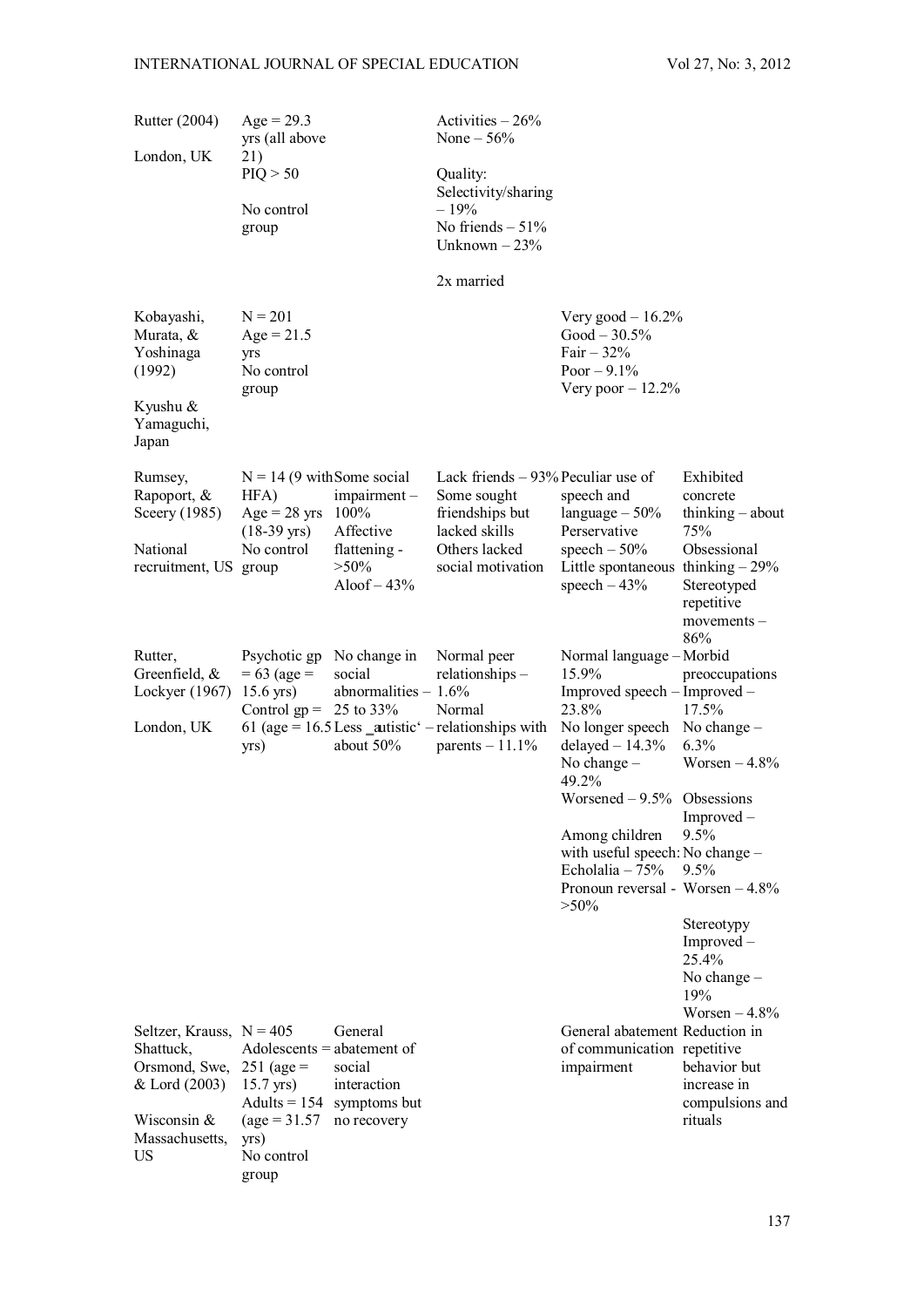| | | | | | |
|---|---|---|---|---|---|
| Rutter (2004)<br><br>London, UK | Age = 29.3 yrs (all above 21)<br>PIQ > 50<br><br>No control group | | Activities – 26%<br>None – 56%<br><br>Quality:<br>Selectivity/sharing – 19%<br>No friends – 51%<br>Unknown – 23%<br><br>2x married | | |
| Kobayashi, Murata, & Yoshinaga (1992)<br><br>Kyushu & Yamaguchi, Japan | N = 201<br>Age = 21.5 yrs<br>No control group | | | Very good – 16.2%<br>Good – 30.5%<br>Fair – 32%<br>Poor – 9.1%<br>Very poor – 12.2% | |
| Rumsey, Rapoport, & Sceery (1985)<br><br>National recruitment, US | N = 14 (9 with HFA)<br>Age = 28 yrs (18-39 yrs)<br>No control group | Some social impairment – 100%<br>Affective flattening - >50%<br>Aloof – 43% | Lack friends – 93%<br>Some sought friendships but lacked skills<br>Others lacked social motivation | Peculiar use of speech and language – 50%<br>Perservative speech – 50%<br>Little spontaneous speech – 43% | Exhibited concrete thinking – about 75%<br>Obsessional thinking – 29%<br>Stereotyped repetitive movements – 86% |
| Rutter, Greenfield, & Lockyer (1967)<br><br>London, UK | Psychotic gp = 63 (age = 15.6 yrs)<br>Control gp = 61 (age = 16.5 yrs) | No change in social abnormalities – 25 to 33%<br>Less 'autistic' – about 50% | Normal peer relationships – 1.6%<br>Normal relationships with parents – 11.1% | Normal language – 15.9%<br>Improved speech – 23.8%<br>No longer speech delayed – 14.3%<br>No change – 49.2%<br>Worsened – 9.5%<br><br>Among children with useful speech:<br>Echolalia – 75%<br>Pronoun reversal - >50% | Morbid preoccupations<br>Improved – 17.5%<br>No change – 6.3%<br>Worsen – 4.8%<br><br>Obsessions<br>Improved – 9.5%<br>No change – 9.5%<br>Worsen – 4.8%<br><br>Stereotypy<br>Improved – 25.4%<br>No change – 19%<br>Worsen – 4.8% |
| Seltzer, Krauss, Shattuck, Orsmond, Swe, & Lord (2003)<br><br>Wisconsin & Massachusetts, US | N = 405<br>Adolescents = 251 (age = 15.7 yrs)<br>Adults = 154 (age = 31.57 yrs)<br>No control group | General abatement of social interaction symptoms but no recovery | | General abatement of communication impairment | Reduction in repetitive behavior but increase in compulsions and rituals |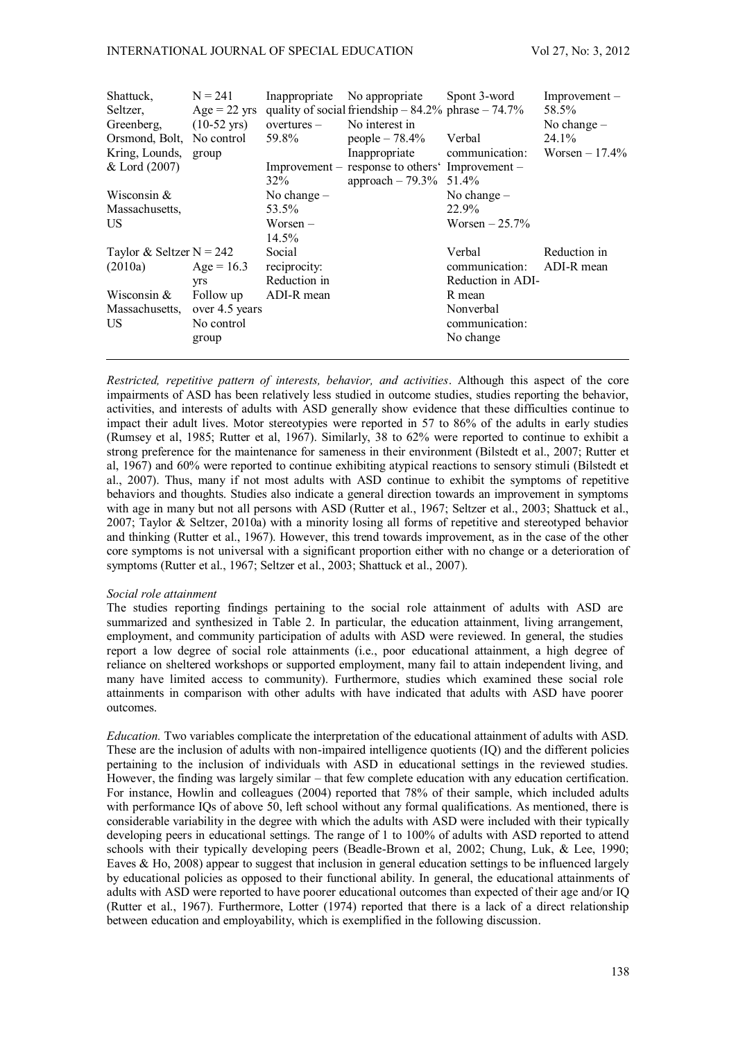| | | | | | |
|---|---|---|---|---|---|
| Shattuck, Seltzer, Greenberg, Orsmond, Bolt, Kring, Lounds, & Lord (2007)<br><br>Wisconsin & Massachusetts, US | N = 241<br>Age = 22 yrs (10-52 yrs)<br>No control group | Inappropriate quality of social overtures – 59.8%<br><br>Improvement – 32%<br>No change – 53.5%<br>Worsen – 14.5% | No appropriate friendship – 84.2%<br>No interest in people – 78.4%<br>Inappropriate response to others' approach – 79.3% | Spont 3-word phrase – 74.7%<br><br>Verbal communication:<br>Improvement – 51.4%<br>No change – 22.9%<br>Worsen – 25.7% | Improvement – 58.5%<br>No change – 24.1%<br>Worsen – 17.4% |
| Taylor & Seltzer (2010a)<br><br>Wisconsin & Massachusetts, US | N = 242<br>Age = 16.3 yrs<br>Follow up over 4.5 years<br>No control group | Social reciprocity: Reduction in ADI-R mean | | Verbal communication: Reduction in ADI-R mean<br>Nonverbal communication: No change | Reduction in ADI-R mean |

*Restricted, repetitive pattern of interests, behavior, and activities*. Although this aspect of the core impairments of ASD has been relatively less studied in outcome studies, studies reporting the behavior, activities, and interests of adults with ASD generally show evidence that these difficulties continue to impact their adult lives. Motor stereotypies were reported in 57 to 86% of the adults in early studies (Rumsey et al, 1985; Rutter et al, 1967). Similarly, 38 to 62% were reported to continue to exhibit a strong preference for the maintenance for sameness in their environment (Bilstedt et al., 2007; Rutter et al, 1967) and 60% were reported to continue exhibiting atypical reactions to sensory stimuli (Bilstedt et al., 2007). Thus, many if not most adults with ASD continue to exhibit the symptoms of repetitive behaviors and thoughts. Studies also indicate a general direction towards an improvement in symptoms with age in many but not all persons with ASD (Rutter et al., 1967; Seltzer et al., 2003; Shattuck et al., 2007; Taylor & Seltzer, 2010a) with a minority losing all forms of repetitive and stereotyped behavior and thinking (Rutter et al., 1967). However, this trend towards improvement, as in the case of the other core symptoms is not universal with a significant proportion either with no change or a deterioration of symptoms (Rutter et al., 1967; Seltzer et al., 2003; Shattuck et al., 2007).

*Social role attainment*

The studies reporting findings pertaining to the social role attainment of adults with ASD are summarized and synthesized in Table 2. In particular, the education attainment, living arrangement, employment, and community participation of adults with ASD were reviewed. In general, the studies report a low degree of social role attainments (i.e., poor educational attainment, a high degree of reliance on sheltered workshops or supported employment, many fail to attain independent living, and many have limited access to community). Furthermore, studies which examined these social role attainments in comparison with other adults with have indicated that adults with ASD have poorer outcomes.

*Education.* Two variables complicate the interpretation of the educational attainment of adults with ASD. These are the inclusion of adults with non-impaired intelligence quotients (IQ) and the different policies pertaining to the inclusion of individuals with ASD in educational settings in the reviewed studies. However, the finding was largely similar – that few complete education with any education certification. For instance, Howlin and colleagues (2004) reported that 78% of their sample, which included adults with performance IQs of above 50, left school without any formal qualifications. As mentioned, there is considerable variability in the degree with which the adults with ASD were included with their typically developing peers in educational settings. The range of 1 to 100% of adults with ASD reported to attend schools with their typically developing peers (Beadle-Brown et al, 2002; Chung, Luk, & Lee, 1990; Eaves & Ho, 2008) appear to suggest that inclusion in general education settings to be influenced largely by educational policies as opposed to their functional ability. In general, the educational attainments of adults with ASD were reported to have poorer educational outcomes than expected of their age and/or IQ (Rutter et al., 1967). Furthermore, Lotter (1974) reported that there is a lack of a direct relationship between education and employability, which is exemplified in the following discussion.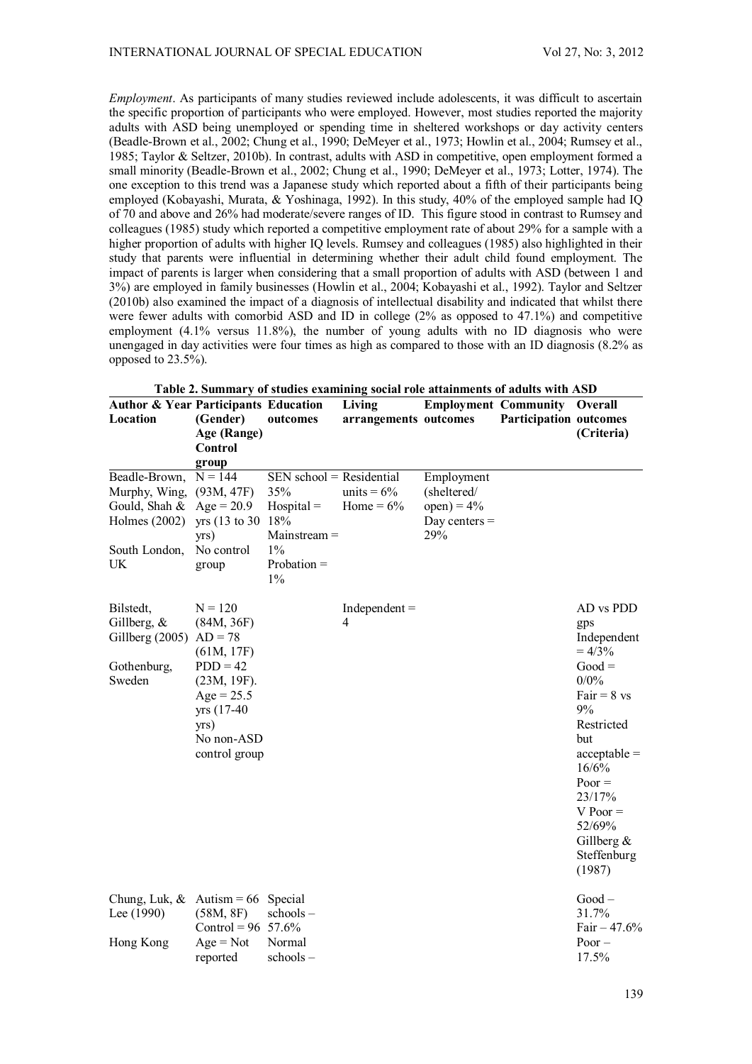*Employment*. As participants of many studies reviewed include adolescents, it was difficult to ascertain the specific proportion of participants who were employed. However, most studies reported the majority adults with ASD being unemployed or spending time in sheltered workshops or day activity centers (Beadle-Brown et al., 2002; Chung et al., 1990; DeMeyer et al., 1973; Howlin et al., 2004; Rumsey et al., 1985; Taylor & Seltzer, 2010b). In contrast, adults with ASD in competitive, open employment formed a small minority (Beadle-Brown et al., 2002; Chung et al., 1990; DeMeyer et al., 1973; Lotter, 1974). The one exception to this trend was a Japanese study which reported about a fifth of their participants being employed (Kobayashi, Murata, & Yoshinaga, 1992). In this study, 40% of the employed sample had IQ of 70 and above and 26% had moderate/severe ranges of ID. This figure stood in contrast to Rumsey and colleagues (1985) study which reported a competitive employment rate of about 29% for a sample with a higher proportion of adults with higher IQ levels. Rumsey and colleagues (1985) also highlighted in their study that parents were influential in determining whether their adult child found employment. The impact of parents is larger when considering that a small proportion of adults with ASD (between 1 and 3%) are employed in family businesses (Howlin et al., 2004; Kobayashi et al., 1992). Taylor and Seltzer (2010b) also examined the impact of a diagnosis of intellectual disability and indicated that whilst there were fewer adults with comorbid ASD and ID in college (2% as opposed to 47.1%) and competitive employment (4.1% versus 11.8%), the number of young adults with no ID diagnosis who were unengaged in day activities were four times as high as compared to those with an ID diagnosis (8.2% as opposed to 23.5%).

**Table 2. Summary of studies examining social role attainments of adults with ASD**

| Author & Year Location | Participants (Gender) Age (Range) Control group | Education outcomes | Living arrangements | Employment outcomes | Community Participation | Overall outcomes (Criteria) |
|---|---|---|---|---|---|---|
| Beadle-Brown, Murphy, Wing, Gould, Shah & Holmes (2002) South London, UK | N = 144 (93M, 47F) Age = 20.9 yrs (13 to 30 yrs) No control group | SEN school = 35% Hospital = 18% Mainstream = 1% Probation = 1% | Residential units = 6% Home = 6% | Employment (sheltered/ open) = 4% Day centers = 29% | | |
| Bilstedt, Gillberg, & Gillberg (2005) Gothenburg, Sweden | N = 120 (84M, 36F) AD = 78 (61M, 17F) PDD = 42 (23M, 19F). Age = 25.5 yrs (17-40 yrs) No non-ASD control group | | Independent = 4 | | | AD vs PDD gps Independent = 4/3% Good = 0/0% Fair = 8 vs 9% Restricted but acceptable = 16/6% Poor = 23/17% V Poor = 52/69% Gillberg & Steffenburg (1987) |
| Chung, Luk, & Lee (1990) Hong Kong | Autism = 66 (58M, 8F) Control = 96 Age = Not reported | Special schools – 57.6% Normal schools – | | | | Good – 31.7% Fair – 47.6% Poor – 17.5% |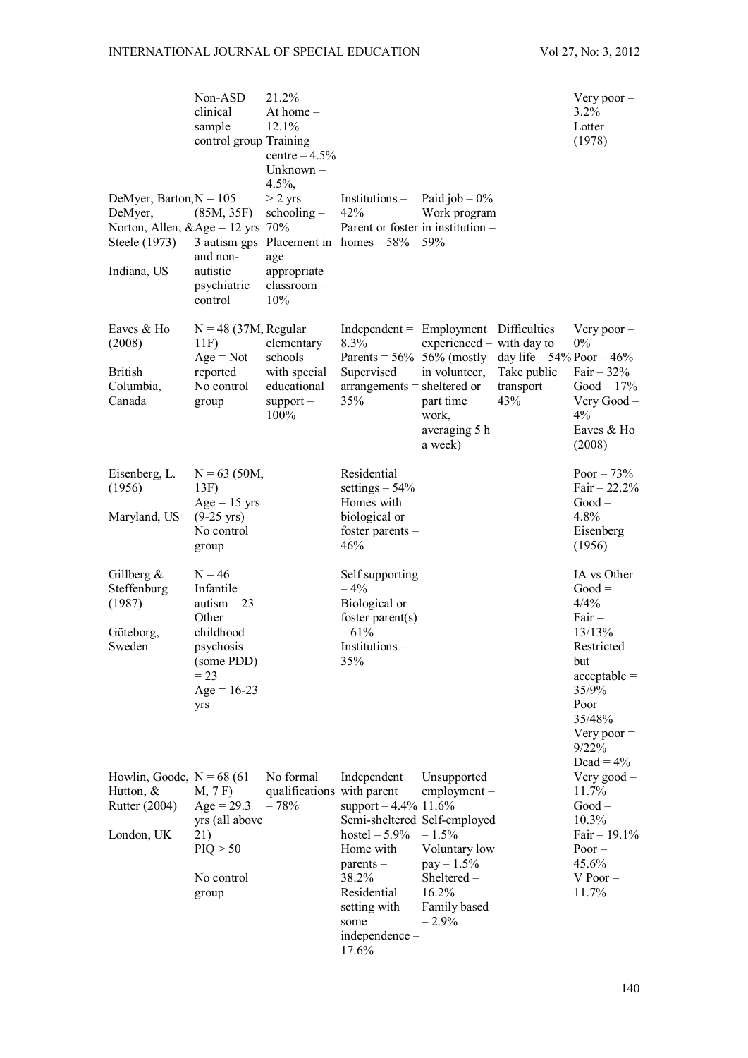| | | | | | | |
|---|---|---|---|---|---|---|
| | Non-ASD clinical sample control group | 21.2% At home – 12.1% Training centre – 4.5% Unknown – 4.5%, | | | | Very poor – 3.2% Lotter (1978) |
| DeMyer, Barton, DeMyer, Norton, Allen, & Steele (1973) Indiana, US | N = 105 (85M, 35F) Age = 12 yrs 3 autism gps and non-autistic psychiatric control | > 2 yrs schooling – 70% Placement in age appropriate classroom – 10% | Institutions – 42% Parent or foster homes – 58% | Paid job – 0% Work program in institution – 59% | | |
| Eaves & Ho (2008) British Columbia, Canada | N = 48 (37M, 11F) Age = Not reported No control group | Regular elementary schools with special educational support – 100% | Independent = 8.3% Parents = 56% Supervised arrangements = 35% | Employment experienced – 56% (mostly in volunteer, sheltered or part time work, averaging 5 h a week) | Difficulties with day to day life – 54% Take public transport – 43% | Very poor – 0% Poor – 46% Fair – 32% Good – 17% Very Good – 4% Eaves & Ho (2008) |
| Eisenberg, L. (1956) Maryland, US | N = 63 (50M, 13F) Age = 15 yrs (9-25 yrs) No control group | | Residential settings – 54% Homes with biological or foster parents – 46% | | | Poor – 73% Fair – 22.2% Good – 4.8% Eisenberg (1956) |
| Gillberg & Steffenburg (1987) Göteborg, Sweden | N = 46 Infantile autism = 23 Other childhood psychosis (some PDD) = 23 Age = 16-23 yrs | | Self supporting – 4% Biological or foster parent(s) – 61% Institutions – 35% | | | IA vs Other Good = 4/4% Fair = 13/13% Restricted but acceptable = 35/9% Poor = 35/48% Very poor = 9/22% Dead = 4% |
| Howlin, Goode, Hutton, & Rutter (2004) London, UK | N = 68 (61 M, 7 F) Age = 29.3 yrs (all above 21) PIQ > 50 No control group | No formal qualifications – 78% | Independent with parent support – 4.4% Semi-sheltered hostel – 5.9% Home with parents – 38.2% Residential setting with some independence – 17.6% | Unsupported employment – 11.6% Self-employed – 1.5% Voluntary low pay – 1.5% Sheltered – 16.2% Family based – 2.9% | | Very good – 11.7% Good – 10.3% Fair – 19.1% Poor – 45.6% V Poor – 11.7% |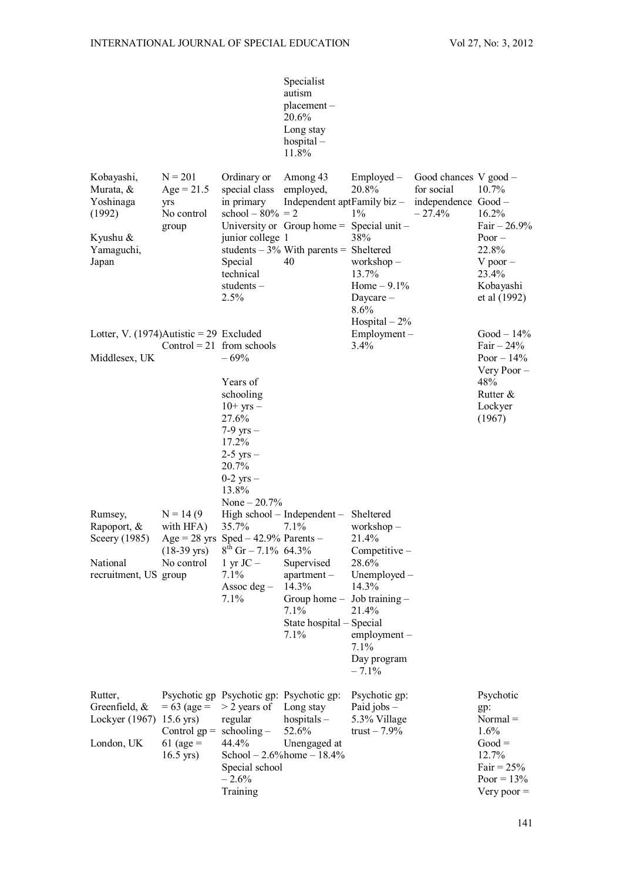| | | | | | | |
|---|---|---|---|---|---|---|
| | | | Specialist autism placement – 20.6%<br>Long stay hospital – 11.8% | | | |
| Kobayashi, Murata, & Yoshinaga (1992)<br><br>Kyushu & Yamaguchi, Japan | N = 201<br>Age = 21.5 yrs<br>No control group | Ordinary or special class in primary school – 80%<br>University or junior college students – 3%<br>Special technical students – 2.5% | Among 43 employed,<br>Independent apt = 2<br>Group home = 1<br>With parents = 40 | Employed – 20.8%<br>Family biz – 1%<br>Special unit – 38%<br>Sheltered workshop – 13.7%<br>Home – 9.1%<br>Daycare – 8.6%<br>Hospital – 2% | Good chances for social independence – 27.4% | V good – 10.7%<br>Good – 16.2%<br>Fair – 26.9%<br>Poor – 22.8%<br>V poor – 23.4%<br>Kobayashi et al (1992) |
| Lotter, V. (1974)<br><br>Middlesex, UK | Autistic = 29<br>Control = 21 | Excluded from schools – 69%<br><br>Years of schooling<br>10+ yrs – 27.6%<br>7-9 yrs – 17.2%<br>2-5 yrs – 20.7%<br>0-2 yrs – 13.8%<br>None – 20.7% | | Employment – 3.4% | | Good – 14%<br>Fair – 24%<br>Poor – 14%<br>Very Poor – 48%<br>Rutter & Lockyer (1967) |
| Rumsey, Rapoport, & Sceery (1985)<br><br>National recruitment, US | N = 14 (9 with HFA)<br>Age = 28 yrs (18-39 yrs)<br>No control group | High school – 35.7%<br>Sped – 42.9%<br>8th Gr – 7.1%<br>1 yr JC – 7.1%<br>Assoc deg – 7.1% | Independent – 7.1%<br>Parents – 64.3%<br>Supervised apartment – 14.3%<br>Group home – 7.1%<br>State hospital – 7.1% | Sheltered workshop – 21.4%<br>Competitive – 28.6%<br>Unemployed – 14.3%<br>Job training – 21.4%<br>Special employment – 7.1%<br>Day program – 7.1% | | |
| Rutter, Greenfield, & Lockyer (1967)<br><br>London, UK | Psychotic gp = 63 (age = 15.6 yrs)<br>Control gp = 61 (age = 16.5 yrs) | Psychotic gp: > 2 years of regular schooling – 44.4%<br>School – 2.6%<br>Special school – 2.6%<br>Training | Psychotic gp: Long stay hospitals – 52.6%<br>Unengaged at home – 18.4% | Psychotic gp: Paid jobs – 5.3% Village trust – 7.9% | | Psychotic gp:<br>Normal = 1.6%<br>Good = 12.7%<br>Fair = 25%<br>Poor = 13%<br>Very poor = |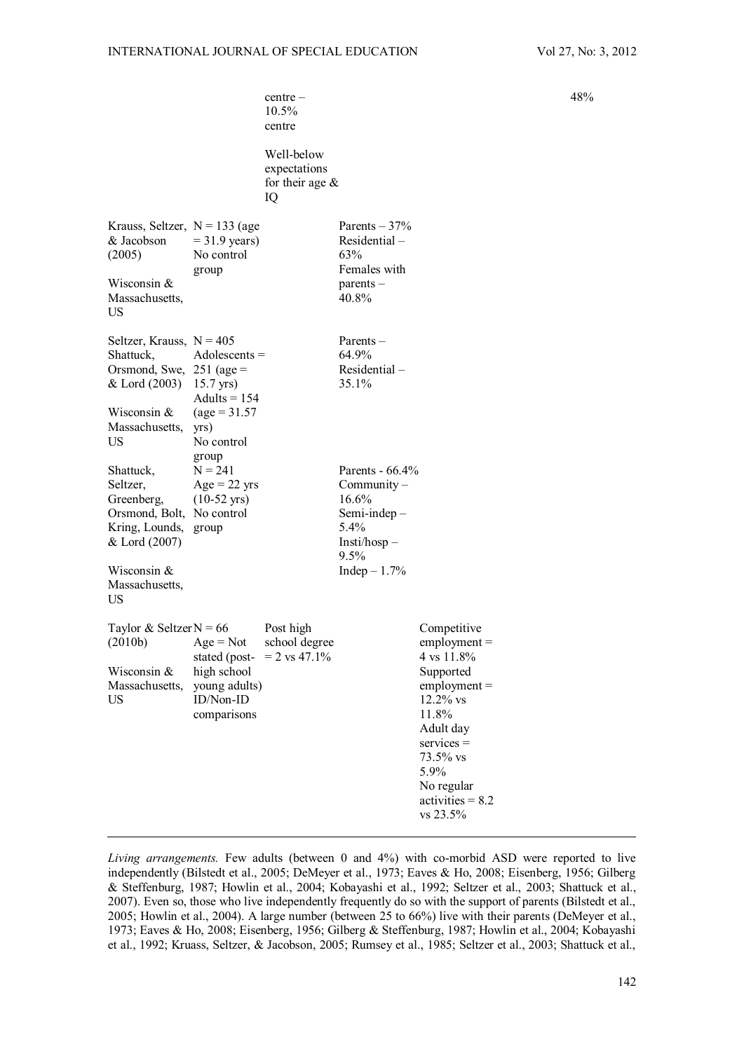| | | | | | |
|---|---|---|---|---|---|
| | | centre – 10.5% centre<br><br>Well-below expectations for their age & IQ | | | 48% |
| Krauss, Seltzer, & Jacobson (2005)<br><br>Wisconsin & Massachusetts, US | N = 133 (age = 31.9 years)<br>No control group | | Parents – 37%<br>Residential – 63%<br>Females with parents – 40.8% | | |
| Seltzer, Krauss, Shattuck, Orsmond, Swe, & Lord (2003)<br><br>Wisconsin & Massachusetts, US | N = 405<br>Adolescents = 251 (age = 15.7 yrs)<br>Adults = 154 (age = 31.57 yrs)<br>No control group | | Parents – 64.9%<br>Residential – 35.1% | | |
| Shattuck, Seltzer, Greenberg, Orsmond, Bolt, Kring, Lounds, & Lord (2007)<br><br>Wisconsin & Massachusetts, US | N = 241<br>Age = 22 yrs (10-52 yrs)<br>No control group | | Parents - 66.4%<br>Community – 16.6%<br>Semi-indep – 5.4%<br>Insti/hosp – 9.5%<br>Indep – 1.7% | | |
| Taylor & Seltzer (2010b)<br><br>Wisconsin & Massachusetts, US | N = 66<br>Age = Not stated (post-high school young adults)<br>ID/Non-ID comparisons | Post high school degree = 2 vs 47.1% | | Competitive employment = 4 vs 11.8%<br>Supported employment = 12.2% vs 11.8%<br>Adult day services = 73.5% vs 5.9%<br>No regular activities = 8.2 vs 23.5% | |

*Living arrangements.* Few adults (between 0 and 4%) with co-morbid ASD were reported to live independently (Bilstedt et al., 2005; DeMeyer et al., 1973; Eaves & Ho, 2008; Eisenberg, 1956; Gilberg & Steffenburg, 1987; Howlin et al., 2004; Kobayashi et al., 1992; Seltzer et al., 2003; Shattuck et al., 2007). Even so, those who live independently frequently do so with the support of parents (Bilstedt et al., 2005; Howlin et al., 2004). A large number (between 25 to 66%) live with their parents (DeMeyer et al., 1973; Eaves & Ho, 2008; Eisenberg, 1956; Gilberg & Steffenburg, 1987; Howlin et al., 2004; Kobayashi et al., 1992; Kruass, Seltzer, & Jacobson, 2005; Rumsey et al., 1985; Seltzer et al., 2003; Shattuck et al.,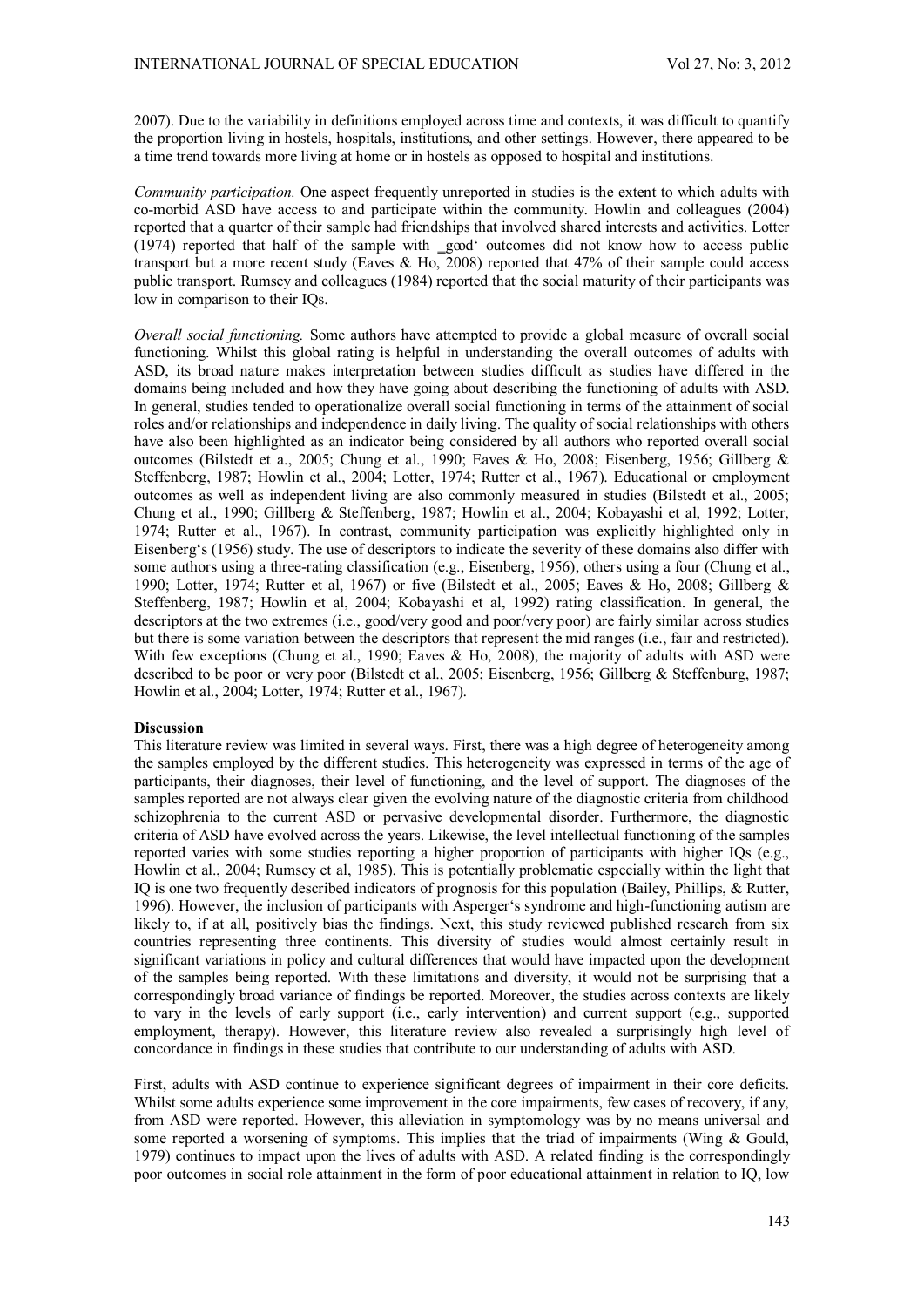2007). Due to the variability in definitions employed across time and contexts, it was difficult to quantify the proportion living in hostels, hospitals, institutions, and other settings. However, there appeared to be a time trend towards more living at home or in hostels as opposed to hospital and institutions.

*Community participation.* One aspect frequently unreported in studies is the extent to which adults with co-morbid ASD have access to and participate within the community. Howlin and colleagues (2004) reported that a quarter of their sample had friendships that involved shared interests and activities. Lotter (1974) reported that half of the sample with _good' outcomes did not know how to access public transport but a more recent study (Eaves & Ho, 2008) reported that 47% of their sample could access public transport. Rumsey and colleagues (1984) reported that the social maturity of their participants was low in comparison to their IQs.

*Overall social functioning.* Some authors have attempted to provide a global measure of overall social functioning. Whilst this global rating is helpful in understanding the overall outcomes of adults with ASD, its broad nature makes interpretation between studies difficult as studies have differed in the domains being included and how they have going about describing the functioning of adults with ASD. In general, studies tended to operationalize overall social functioning in terms of the attainment of social roles and/or relationships and independence in daily living. The quality of social relationships with others have also been highlighted as an indicator being considered by all authors who reported overall social outcomes (Bilstedt et a., 2005; Chung et al., 1990; Eaves & Ho, 2008; Eisenberg, 1956; Gillberg & Steffenberg, 1987; Howlin et al., 2004; Lotter, 1974; Rutter et al., 1967). Educational or employment outcomes as well as independent living are also commonly measured in studies (Bilstedt et al., 2005; Chung et al., 1990; Gillberg & Steffenberg, 1987; Howlin et al., 2004; Kobayashi et al, 1992; Lotter, 1974; Rutter et al., 1967). In contrast, community participation was explicitly highlighted only in Eisenberg's (1956) study. The use of descriptors to indicate the severity of these domains also differ with some authors using a three-rating classification (e.g., Eisenberg, 1956), others using a four (Chung et al., 1990; Lotter, 1974; Rutter et al., 1967) or five (Bilstedt et al., 2005; Eaves & Ho, 2008; Gillberg & Steffenberg, 1987; Howlin et al, 2004; Kobayashi et al, 1992) rating classification. In general, the descriptors at the two extremes (i.e., good/very good and poor/very poor) are fairly similar across studies but there is some variation between the descriptors that represent the mid ranges (i.e., fair and restricted). With few exceptions (Chung et al., 1990; Eaves & Ho, 2008), the majority of adults with ASD were described to be poor or very poor (Bilstedt et al., 2005; Eisenberg, 1956; Gillberg & Steffenburg, 1987; Howlin et al., 2004; Lotter, 1974; Rutter et al., 1967).

**Discussion**

This literature review was limited in several ways. First, there was a high degree of heterogeneity among the samples employed by the different studies. This heterogeneity was expressed in terms of the age of participants, their diagnoses, their level of functioning, and the level of support. The diagnoses of the samples reported are not always clear given the evolving nature of the diagnostic criteria from childhood schizophrenia to the current ASD or pervasive developmental disorder. Furthermore, the diagnostic criteria of ASD have evolved across the years. Likewise, the level intellectual functioning of the samples reported varies with some studies reporting a higher proportion of participants with higher IQs (e.g., Howlin et al., 2004; Rumsey et al, 1985). This is potentially problematic especially within the light that IQ is one two frequently described indicators of prognosis for this population (Bailey, Phillips, & Rutter, 1996). However, the inclusion of participants with Asperger's syndrome and high-functioning autism are likely to, if at all, positively bias the findings. Next, this study reviewed published research from six countries representing three continents. This diversity of studies would almost certainly result in significant variations in policy and cultural differences that would have impacted upon the development of the samples being reported. With these limitations and diversity, it would not be surprising that a correspondingly broad variance of findings be reported. Moreover, the studies across contexts are likely to vary in the levels of early support (i.e., early intervention) and current support (e.g., supported employment, therapy). However, this literature review also revealed a surprisingly high level of concordance in findings in these studies that contribute to our understanding of adults with ASD.

First, adults with ASD continue to experience significant degrees of impairment in their core deficits. Whilst some adults experience some improvement in the core impairments, few cases of recovery, if any, from ASD were reported. However, this alleviation in symptomology was by no means universal and some reported a worsening of symptoms. This implies that the triad of impairments (Wing & Gould, 1979) continues to impact upon the lives of adults with ASD. A related finding is the correspondingly poor outcomes in social role attainment in the form of poor educational attainment in relation to IQ, low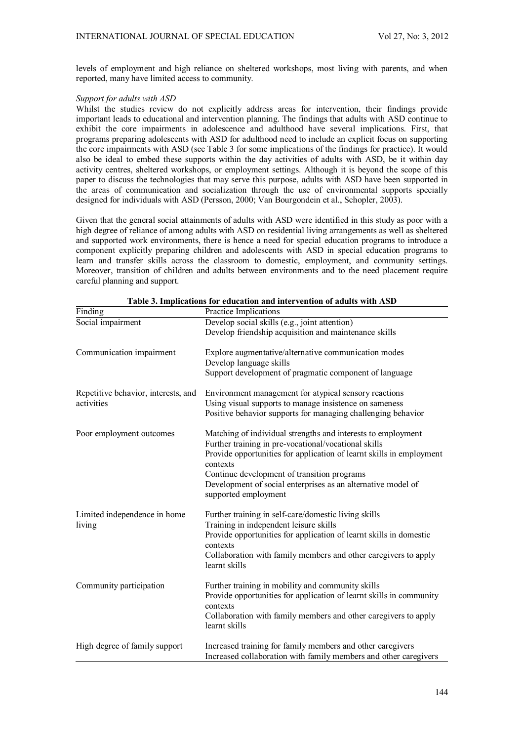levels of employment and high reliance on sheltered workshops, most living with parents, and when reported, many have limited access to community.

*Support for adults with ASD*

Whilst the studies review do not explicitly address areas for intervention, their findings provide important leads to educational and intervention planning. The findings that adults with ASD continue to exhibit the core impairments in adolescence and adulthood have several implications. First, that programs preparing adolescents with ASD for adulthood need to include an explicit focus on supporting the core impairments with ASD (see Table 3 for some implications of the findings for practice). It would also be ideal to embed these supports within the day activities of adults with ASD, be it within day activity centres, sheltered workshops, or employment settings. Although it is beyond the scope of this paper to discuss the technologies that may serve this purpose, adults with ASD have been supported in the areas of communication and socialization through the use of environmental supports specially designed for individuals with ASD (Persson, 2000; Van Bourgondein et al., Schopler, 2003).

Given that the general social attainments of adults with ASD were identified in this study as poor with a high degree of reliance of among adults with ASD on residential living arrangements as well as sheltered and supported work environments, there is hence a need for special education programs to introduce a component explicitly preparing children and adolescents with ASD in special education programs to learn and transfer skills across the classroom to domestic, employment, and community settings. Moreover, transition of children and adults between environments and to the need placement require careful planning and support.

**Table 3. Implications for education and intervention of adults with ASD**

| Finding | Practice Implications |
|---|---|
| Social impairment | Develop social skills (e.g., joint attention)<br>Develop friendship acquisition and maintenance skills |
| Communication impairment | Explore augmentative/alternative communication modes<br>Develop language skills<br>Support development of pragmatic component of language |
| Repetitive behavior, interests, and activities | Environment management for atypical sensory reactions<br>Using visual supports to manage insistence on sameness<br>Positive behavior supports for managing challenging behavior |
| Poor employment outcomes | Matching of individual strengths and interests to employment<br>Further training in pre-vocational/vocational skills<br>Provide opportunities for application of learnt skills in employment contexts<br>Continue development of transition programs<br>Development of social enterprises as an alternative model of supported employment |
| Limited independence in home living | Further training in self-care/domestic living skills<br>Training in independent leisure skills<br>Provide opportunities for application of learnt skills in domestic contexts<br>Collaboration with family members and other caregivers to apply learnt skills |
| Community participation | Further training in mobility and community skills<br>Provide opportunities for application of learnt skills in community contexts<br>Collaboration with family members and other caregivers to apply learnt skills |
| High degree of family support | Increased training for family members and other caregivers<br>Increased collaboration with family members and other caregivers |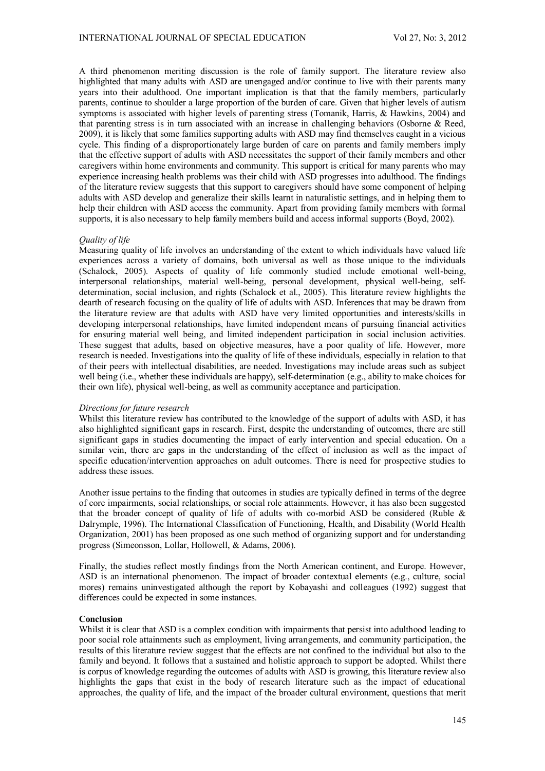A third phenomenon meriting discussion is the role of family support. The literature review also highlighted that many adults with ASD are unengaged and/or continue to live with their parents many years into their adulthood. One important implication is that that the family members, particularly parents, continue to shoulder a large proportion of the burden of care. Given that higher levels of autism symptoms is associated with higher levels of parenting stress (Tomanik, Harris, & Hawkins, 2004) and that parenting stress is in turn associated with an increase in challenging behaviors (Osborne & Reed, 2009), it is likely that some families supporting adults with ASD may find themselves caught in a vicious cycle. This finding of a disproportionately large burden of care on parents and family members imply that the effective support of adults with ASD necessitates the support of their family members and other caregivers within home environments and community. This support is critical for many parents who may experience increasing health problems was their child with ASD progresses into adulthood. The findings of the literature review suggests that this support to caregivers should have some component of helping adults with ASD develop and generalize their skills learnt in naturalistic settings, and in helping them to help their children with ASD access the community. Apart from providing family members with formal supports, it is also necessary to help family members build and access informal supports (Boyd, 2002).

*Quality of life*

Measuring quality of life involves an understanding of the extent to which individuals have valued life experiences across a variety of domains, both universal as well as those unique to the individuals (Schalock, 2005). Aspects of quality of life commonly studied include emotional well-being, interpersonal relationships, material well-being, personal development, physical well-being, self-determination, social inclusion, and rights (Schalock et al., 2005). This literature review highlights the dearth of research focusing on the quality of life of adults with ASD. Inferences that may be drawn from the literature review are that adults with ASD have very limited opportunities and interests/skills in developing interpersonal relationships, have limited independent means of pursuing financial activities for ensuring material well being, and limited independent participation in social inclusion activities. These suggest that adults, based on objective measures, have a poor quality of life. However, more research is needed. Investigations into the quality of life of these individuals, especially in relation to that of their peers with intellectual disabilities, are needed. Investigations may include areas such as subject well being (i.e., whether these individuals are happy), self-determination (e.g., ability to make choices for their own life), physical well-being, as well as community acceptance and participation.

*Directions for future research*

Whilst this literature review has contributed to the knowledge of the support of adults with ASD, it has also highlighted significant gaps in research. First, despite the understanding of outcomes, there are still significant gaps in studies documenting the impact of early intervention and special education. On a similar vein, there are gaps in the understanding of the effect of inclusion as well as the impact of specific education/intervention approaches on adult outcomes. There is need for prospective studies to address these issues.

Another issue pertains to the finding that outcomes in studies are typically defined in terms of the degree of core impairments, social relationships, or social role attainments. However, it has also been suggested that the broader concept of quality of life of adults with co-morbid ASD be considered (Ruble & Dalrymple, 1996). The International Classification of Functioning, Health, and Disability (World Health Organization, 2001) has been proposed as one such method of organizing support and for understanding progress (Simeonsson, Lollar, Hollowell, & Adams, 2006).

Finally, the studies reflect mostly findings from the North American continent, and Europe. However, ASD is an international phenomenon. The impact of broader contextual elements (e.g., culture, social mores) remains uninvestigated although the report by Kobayashi and colleagues (1992) suggest that differences could be expected in some instances.

**Conclusion**

Whilst it is clear that ASD is a complex condition with impairments that persist into adulthood leading to poor social role attainments such as employment, living arrangements, and community participation, the results of this literature review suggest that the effects are not confined to the individual but also to the family and beyond. It follows that a sustained and holistic approach to support be adopted. Whilst there is corpus of knowledge regarding the outcomes of adults with ASD is growing, this literature review also highlights the gaps that exist in the body of research literature such as the impact of educational approaches, the quality of life, and the impact of the broader cultural environment, questions that merit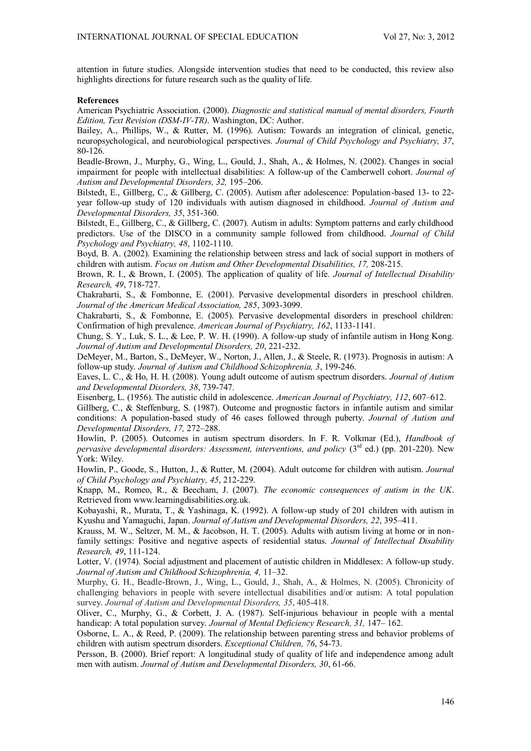attention in future studies. Alongside intervention studies that need to be conducted, this review also highlights directions for future research such as the quality of life.

**References**

American Psychiatric Association. (2000). *Diagnostic and statistical manual of mental disorders, Fourth Edition, Text Revision (DSM-IV-TR)*. Washington, DC: Author.

Bailey, A., Phillips, W., & Rutter, M. (1996). Autism: Towards an integration of clinical, genetic, neuropsychological, and neurobiological perspectives. *Journal of Child Psychology and Psychiatry, 37*, 80-126.

Beadle-Brown, J., Murphy, G., Wing, L., Gould, J., Shah, A., & Holmes, N. (2002). Changes in social impairment for people with intellectual disabilities: A follow-up of the Camberwell cohort. *Journal of Autism and Developmental Disorders, 32,* 195–206.

Bilstedt, E., Gillberg, C., & Gillberg, C. (2005). Autism after adolescence: Population-based 13- to 22-year follow-up study of 120 individuals with autism diagnosed in childhood. *Journal of Autism and Developmental Disorders, 35*, 351-360.

Bilstedt, E., Gillberg, C., & Gillberg, C. (2007). Autism in adults: Symptom patterns and early childhood predictors. Use of the DISCO in a community sample followed from childhood. *Journal of Child Psychology and Psychiatry, 48*, 1102-1110.

Boyd, B. A. (2002). Examining the relationship between stress and lack of social support in mothers of children with autism. *Focus on Autism and Other Developmental Disabilities, 17,* 208-215.

Brown, R. I., & Brown, I. (2005). The application of quality of life. *Journal of Intellectual Disability Research, 49*, 718-727.

Chakrabarti, S., & Fombonne, E. (2001). Pervasive developmental disorders in preschool children. *Journal of the American Medical Association, 285*, 3093-3099.

Chakrabarti, S., & Fombonne, E. (2005). Pervasive developmental disorders in preschool children: Confirmation of high prevalence. *American Journal of Psychiatry, 162*, 1133-1141.

Chung, S. Y., Luk, S. L., & Lee, P. W. H. (1990). A follow-up study of infantile autism in Hong Kong. *Journal of Autism and Developmental Disorders, 20*, 221-232.

DeMeyer, M., Barton, S., DeMeyer, W., Norton, J., Allen, J., & Steele, R. (1973). Prognosis in autism: A follow-up study. *Journal of Autism and Childhood Schizophrenia, 3*, 199-246.

Eaves, L. C., & Ho, H. H. (2008). Young adult outcome of autism spectrum disorders. *Journal of Autism and Developmental Disorders, 38*, 739-747.

Eisenberg, L. (1956). The autistic child in adolescence. *American Journal of Psychiatry, 112*, 607–612.

Gillberg, C., & Steffenburg, S. (1987). Outcome and prognostic factors in infantile autism and similar conditions: A population-based study of 46 cases followed through puberty. *Journal of Autism and Developmental Disorders, 17,* 272–288.

Howlin, P. (2005). Outcomes in autism spectrum disorders. In F. R. Volkmar (Ed.), *Handbook of pervasive developmental disorders: Assessment, interventions, and policy* (3rd ed.) (pp. 201-220). New York: Wiley.

Howlin, P., Goode, S., Hutton, J., & Rutter, M. (2004). Adult outcome for children with autism. *Journal of Child Psychology and Psychiatry, 45*, 212-229.

Knapp, M., Romeo, R., & Beecham, J. (2007). *The economic consequences of autism in the UK*. Retrieved from www.learningdisabilities.org.uk.

Kobayashi, R., Murata, T., & Yashinaga, K. (1992). A follow-up study of 201 children with autism in Kyushu and Yamaguchi, Japan. *Journal of Autism and Developmental Disorders, 22*, 395–411.

Krauss, M. W., Seltzer, M. M., & Jacobson, H. T. (2005). Adults with autism living at home or in non-family settings: Positive and negative aspects of residential status. *Journal of Intellectual Disability Research, 49*, 111-124.

Lotter, V. (1974). Social adjustment and placement of autistic children in Middlesex: A follow-up study. *Journal of Autism and Childhood Schizophrenia, 4,* 11–32.

Murphy, G. H., Beadle-Brown, J., Wing, L., Gould, J., Shah, A., & Holmes, N. (2005). Chronicity of challenging behaviors in people with severe intellectual disabilities and/or autism: A total population survey. *Journal of Autism and Developmental Disorders, 35*, 405-418.

Oliver, C., Murphy, G., & Corbett, J. A. (1987). Self-injurious behaviour in people with a mental handicap: A total population survey. *Journal of Mental Deficiency Research, 31,* 147– 162.

Osborne, L. A., & Reed, P. (2009). The relationship between parenting stress and behavior problems of children with autism spectrum disorders. *Exceptional Children, 76*, 54-73.

Persson, B. (2000). Brief report: A longitudinal study of quality of life and independence among adult men with autism. *Journal of Autism and Developmental Disorders, 30*, 61-66.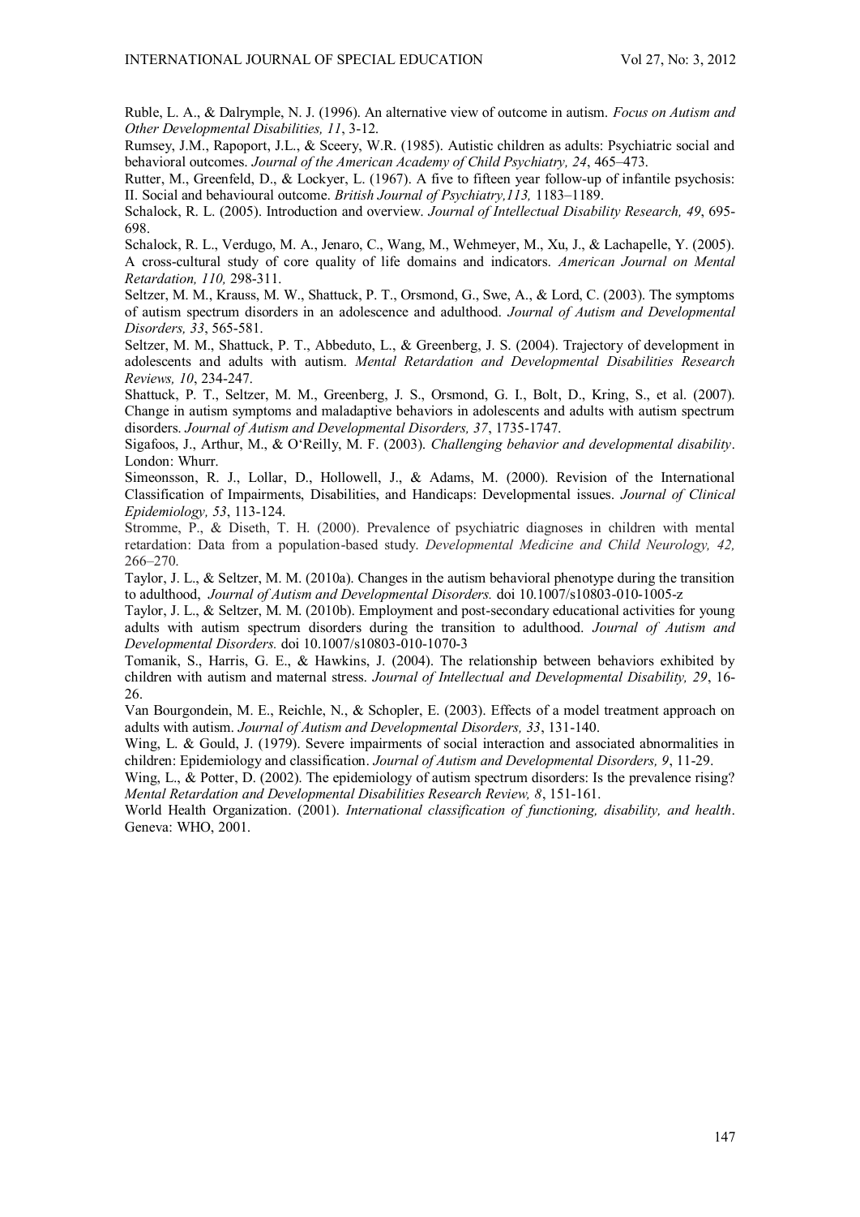Ruble, L. A., & Dalrymple, N. J. (1996). An alternative view of outcome in autism. *Focus on Autism and Other Developmental Disabilities, 11*, 3-12.

Rumsey, J.M., Rapoport, J.L., & Sceery, W.R. (1985). Autistic children as adults: Psychiatric social and behavioral outcomes. *Journal of the American Academy of Child Psychiatry, 24*, 465–473.

Rutter, M., Greenfeld, D., & Lockyer, L. (1967). A five to fifteen year follow-up of infantile psychosis: II. Social and behavioural outcome. *British Journal of Psychiatry,113,* 1183–1189.

Schalock, R. L. (2005). Introduction and overview. *Journal of Intellectual Disability Research, 49*, 695-698.

Schalock, R. L., Verdugo, M. A., Jenaro, C., Wang, M., Wehmeyer, M., Xu, J., & Lachapelle, Y. (2005). A cross-cultural study of core quality of life domains and indicators. *American Journal on Mental Retardation, 110,* 298-311.

Seltzer, M. M., Krauss, M. W., Shattuck, P. T., Orsmond, G., Swe, A., & Lord, C. (2003). The symptoms of autism spectrum disorders in an adolescence and adulthood. *Journal of Autism and Developmental Disorders, 33*, 565-581.

Seltzer, M. M., Shattuck, P. T., Abbeduto, L., & Greenberg, J. S. (2004). Trajectory of development in adolescents and adults with autism. *Mental Retardation and Developmental Disabilities Research Reviews, 10*, 234-247.

Shattuck, P. T., Seltzer, M. M., Greenberg, J. S., Orsmond, G. I., Bolt, D., Kring, S., et al. (2007). Change in autism symptoms and maladaptive behaviors in adolescents and adults with autism spectrum disorders. *Journal of Autism and Developmental Disorders, 37*, 1735-1747.

Sigafoos, J., Arthur, M., & O'Reilly, M. F. (2003). *Challenging behavior and developmental disability*. London: Whurr.

Simeonsson, R. J., Lollar, D., Hollowell, J., & Adams, M. (2000). Revision of the International Classification of Impairments, Disabilities, and Handicaps: Developmental issues. *Journal of Clinical Epidemiology, 53*, 113-124.

Stromme, P., & Diseth, T. H. (2000). Prevalence of psychiatric diagnoses in children with mental retardation: Data from a population-based study. *Developmental Medicine and Child Neurology, 42,* 266–270.

Taylor, J. L., & Seltzer, M. M. (2010a). Changes in the autism behavioral phenotype during the transition to adulthood, *Journal of Autism and Developmental Disorders.* doi 10.1007/s10803-010-1005-z

Taylor, J. L., & Seltzer, M. M. (2010b). Employment and post-secondary educational activities for young adults with autism spectrum disorders during the transition to adulthood. *Journal of Autism and Developmental Disorders.* doi 10.1007/s10803-010-1070-3

Tomanik, S., Harris, G. E., & Hawkins, J. (2004). The relationship between behaviors exhibited by children with autism and maternal stress. *Journal of Intellectual and Developmental Disability, 29*, 16-26.

Van Bourgondein, M. E., Reichle, N., & Schopler, E. (2003). Effects of a model treatment approach on adults with autism. *Journal of Autism and Developmental Disorders, 33*, 131-140.

Wing, L. & Gould, J. (1979). Severe impairments of social interaction and associated abnormalities in children: Epidemiology and classification. *Journal of Autism and Developmental Disorders, 9*, 11-29.

Wing, L., & Potter, D. (2002). The epidemiology of autism spectrum disorders: Is the prevalence rising? *Mental Retardation and Developmental Disabilities Research Review, 8*, 151-161.

World Health Organization. (2001). *International classification of functioning, disability, and health*. Geneva: WHO, 2001.